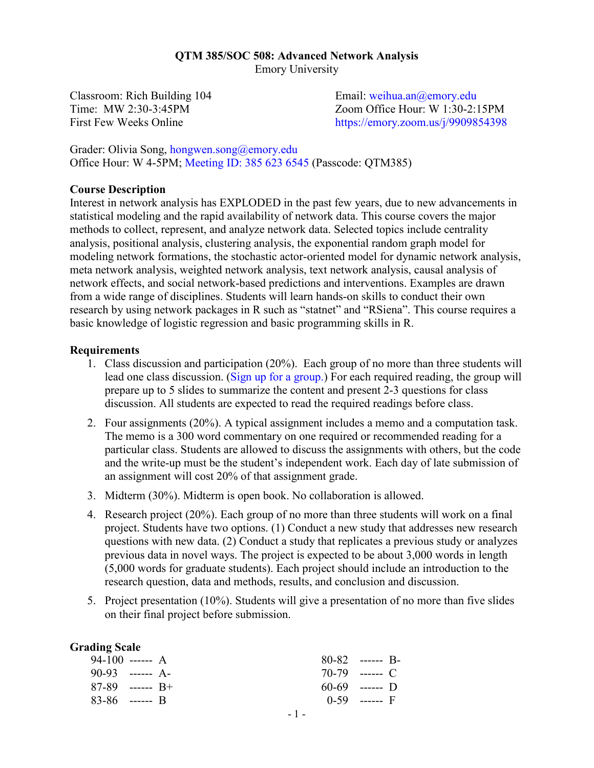# QTM 385/SOC 508: Advanced Network Analysis

Emory University

Classroom: Rich Building 104
Time: MW 2:30-3:45PM
First Few Weeks Online

Email: weihua.an@emory.edu
Zoom Office Hour: W 1:30-2:15PM
https://emory.zoom.us/j/9909854398

Grader: Olivia Song, hongwen.song@emory.edu
Office Hour: W 4-5PM; Meeting ID: 385 623 6545 (Passcode: QTM385)

**Course Description**

Interest in network analysis has EXPLODED in the past few years, due to new advancements in statistical modeling and the rapid availability of network data. This course covers the major methods to collect, represent, and analyze network data. Selected topics include centrality analysis, positional analysis, clustering analysis, the exponential random graph model for modeling network formations, the stochastic actor-oriented model for dynamic network analysis, meta network analysis, weighted network analysis, text network analysis, causal analysis of network effects, and social network-based predictions and interventions. Examples are drawn from a wide range of disciplines. Students will learn hands-on skills to conduct their own research by using network packages in R such as "statnet" and "RSiena". This course requires a basic knowledge of logistic regression and basic programming skills in R.

**Requirements**

1. Class discussion and participation (20%). Each group of no more than three students will lead one class discussion. (Sign up for a group.) For each required reading, the group will prepare up to 5 slides to summarize the content and present 2-3 questions for class discussion. All students are expected to read the required readings before class.
2. Four assignments (20%). A typical assignment includes a memo and a computation task. The memo is a 300 word commentary on one required or recommended reading for a particular class. Students are allowed to discuss the assignments with others, but the code and the write-up must be the student's independent work. Each day of late submission of an assignment will cost 20% of that assignment grade.
3. Midterm (30%). Midterm is open book. No collaboration is allowed.
4. Research project (20%). Each group of no more than three students will work on a final project. Students have two options. (1) Conduct a new study that addresses new research questions with new data. (2) Conduct a study that replicates a previous study or analyzes previous data in novel ways. The project is expected to be about 3,000 words in length (5,000 words for graduate students). Each project should include an introduction to the research question, data and methods, results, and conclusion and discussion.
5. Project presentation (10%). Students will give a presentation of no more than five slides on their final project before submission.

**Grading Scale**

| Score | Grade |
|---|---|
| 94-100 | A |
| 90-93 | A- |
| 87-89 | B+ |
| 83-86 | B |
| 80-82 | B- |
| 70-79 | C |
| 60-69 | D |
| 0-59 | F |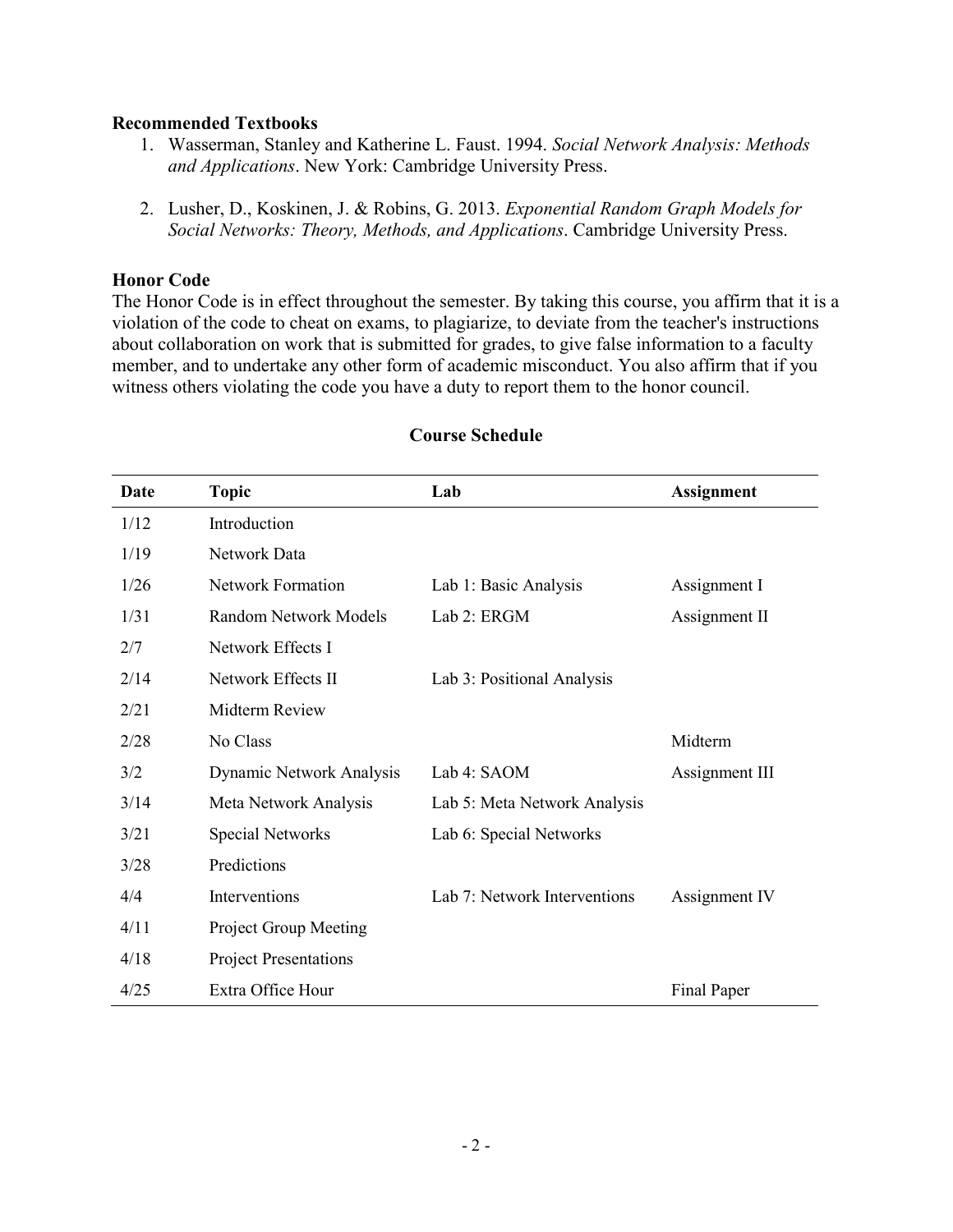### Recommended Textbooks

1. Wasserman, Stanley and Katherine L. Faust. 1994. *Social Network Analysis: Methods and Applications*. New York: Cambridge University Press.

2. Lusher, D., Koskinen, J. & Robins, G. 2013. *Exponential Random Graph Models for Social Networks: Theory, Methods, and Applications*. Cambridge University Press.

### Honor Code

The Honor Code is in effect throughout the semester. By taking this course, you affirm that it is a violation of the code to cheat on exams, to plagiarize, to deviate from the teacher's instructions about collaboration on work that is submitted for grades, to give false information to a faculty member, and to undertake any other form of academic misconduct. You also affirm that if you witness others violating the code you have a duty to report them to the honor council.

## Course Schedule

| Date | Topic | Lab | Assignment |
|---|---|---|---|
| 1/12 | Introduction | | |
| 1/19 | Network Data | | |
| 1/26 | Network Formation | Lab 1: Basic Analysis | Assignment I |
| 1/31 | Random Network Models | Lab 2: ERGM | Assignment II |
| 2/7 | Network Effects I | | |
| 2/14 | Network Effects II | Lab 3: Positional Analysis | |
| 2/21 | Midterm Review | | |
| 2/28 | No Class | | Midterm |
| 3/2 | Dynamic Network Analysis | Lab 4: SAOM | Assignment III |
| 3/14 | Meta Network Analysis | Lab 5: Meta Network Analysis | |
| 3/21 | Special Networks | Lab 6: Special Networks | |
| 3/28 | Predictions | | |
| 4/4 | Interventions | Lab 7: Network Interventions | Assignment IV |
| 4/11 | Project Group Meeting | | |
| 4/18 | Project Presentations | | |
| 4/25 | Extra Office Hour | | Final Paper |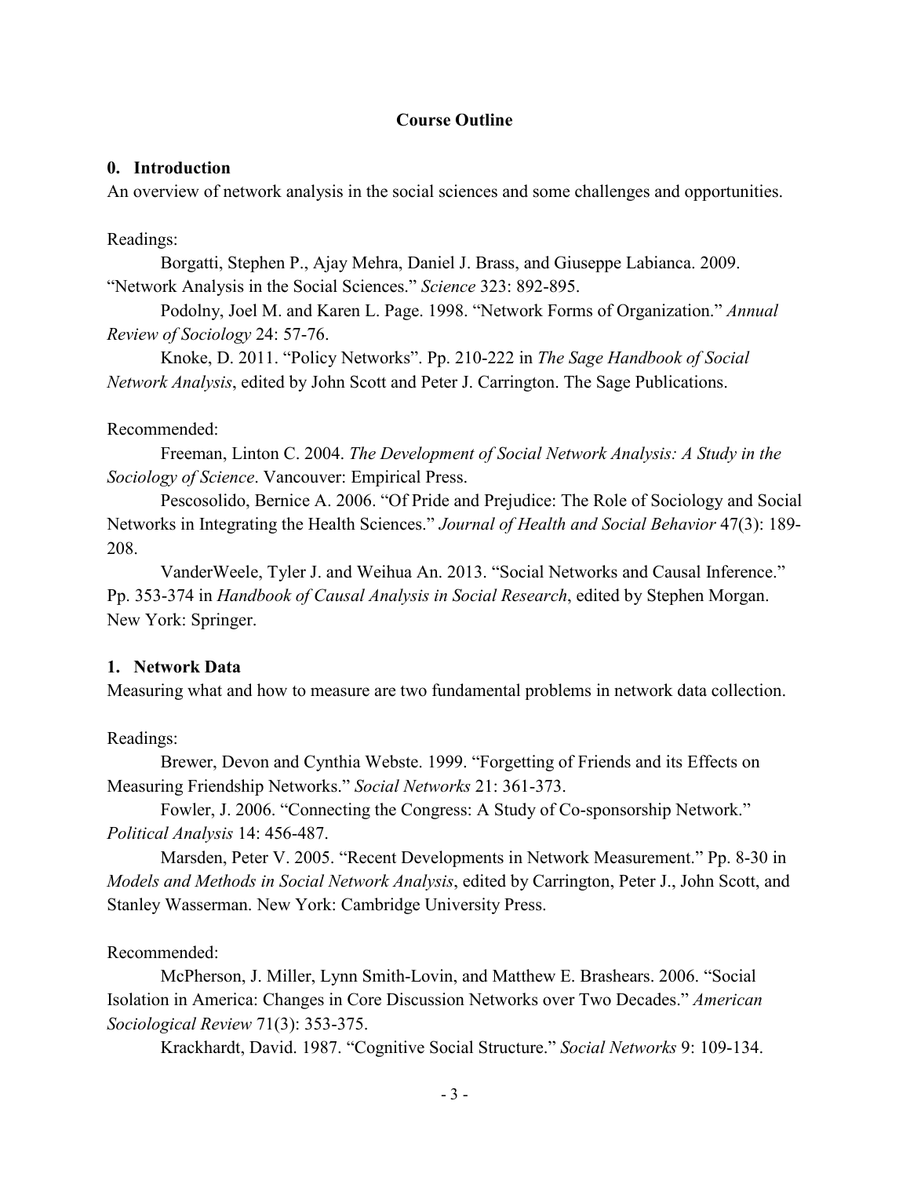## Course Outline

### 0. Introduction

An overview of network analysis in the social sciences and some challenges and opportunities.

Readings:

Borgatti, Stephen P., Ajay Mehra, Daniel J. Brass, and Giuseppe Labianca. 2009. "Network Analysis in the Social Sciences." *Science* 323: 892-895.

Podolny, Joel M. and Karen L. Page. 1998. "Network Forms of Organization." *Annual Review of Sociology* 24: 57-76.

Knoke, D. 2011. "Policy Networks". Pp. 210-222 in *The Sage Handbook of Social Network Analysis*, edited by John Scott and Peter J. Carrington. The Sage Publications.

Recommended:

Freeman, Linton C. 2004. *The Development of Social Network Analysis: A Study in the Sociology of Science*. Vancouver: Empirical Press.

Pescosolido, Bernice A. 2006. "Of Pride and Prejudice: The Role of Sociology and Social Networks in Integrating the Health Sciences." *Journal of Health and Social Behavior* 47(3): 189-208.

VanderWeele, Tyler J. and Weihua An. 2013. "Social Networks and Causal Inference." Pp. 353-374 in *Handbook of Causal Analysis in Social Research*, edited by Stephen Morgan. New York: Springer.

### 1. Network Data

Measuring what and how to measure are two fundamental problems in network data collection.

Readings:

Brewer, Devon and Cynthia Webste. 1999. "Forgetting of Friends and its Effects on Measuring Friendship Networks." *Social Networks* 21: 361-373.

Fowler, J. 2006. "Connecting the Congress: A Study of Co-sponsorship Network." *Political Analysis* 14: 456-487.

Marsden, Peter V. 2005. "Recent Developments in Network Measurement." Pp. 8-30 in *Models and Methods in Social Network Analysis*, edited by Carrington, Peter J., John Scott, and Stanley Wasserman. New York: Cambridge University Press.

Recommended:

McPherson, J. Miller, Lynn Smith-Lovin, and Matthew E. Brashears. 2006. "Social Isolation in America: Changes in Core Discussion Networks over Two Decades." *American Sociological Review* 71(3): 353-375.

Krackhardt, David. 1987. "Cognitive Social Structure." *Social Networks* 9: 109-134.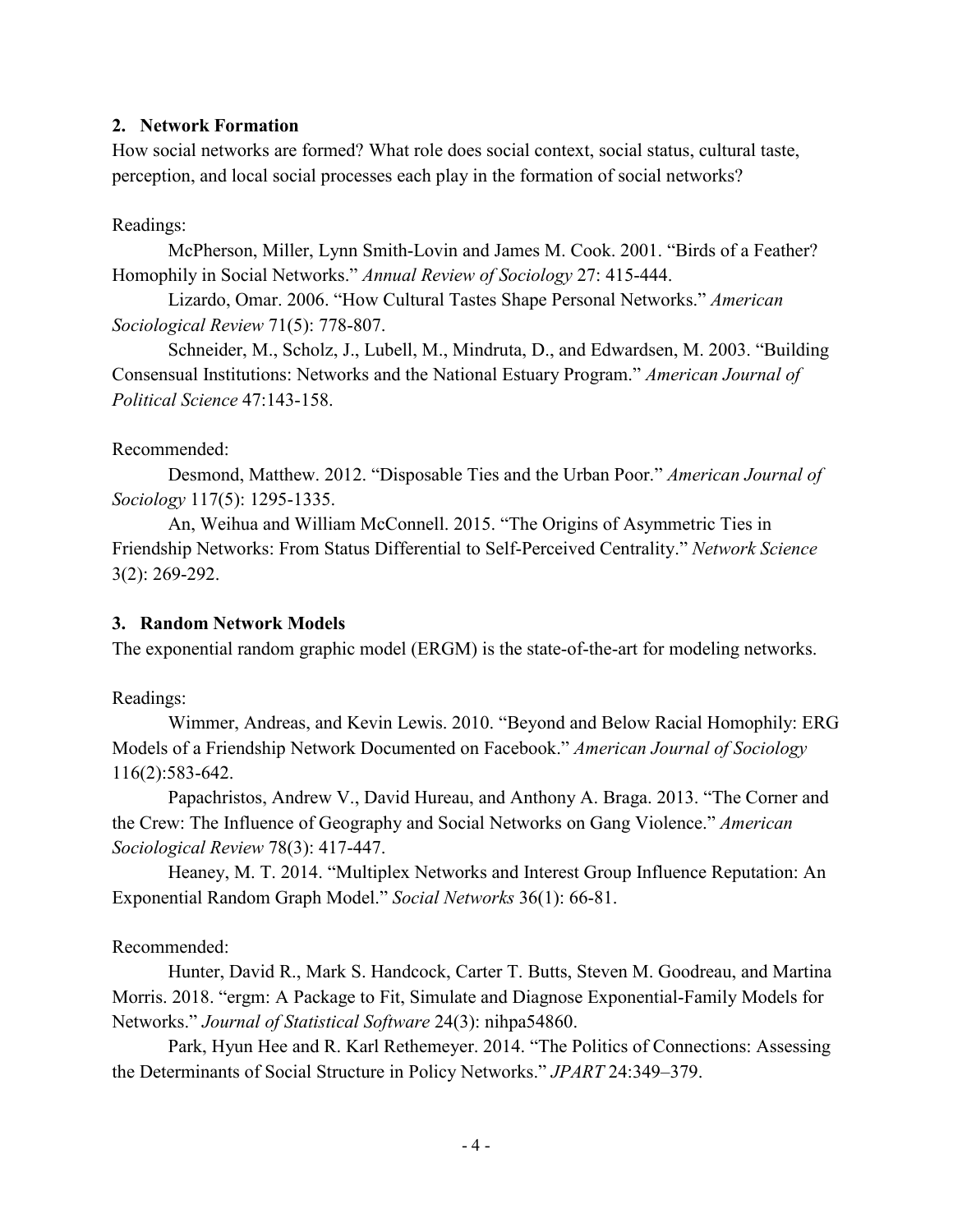### 2. Network Formation

How social networks are formed? What role does social context, social status, cultural taste, perception, and local social processes each play in the formation of social networks?

Readings:

McPherson, Miller, Lynn Smith-Lovin and James M. Cook. 2001. "Birds of a Feather? Homophily in Social Networks." *Annual Review of Sociology* 27: 415-444.

Lizardo, Omar. 2006. "How Cultural Tastes Shape Personal Networks." *American Sociological Review* 71(5): 778-807.

Schneider, M., Scholz, J., Lubell, M., Mindruta, D., and Edwardsen, M. 2003. "Building Consensual Institutions: Networks and the National Estuary Program." *American Journal of Political Science* 47:143-158.

Recommended:

Desmond, Matthew. 2012. "Disposable Ties and the Urban Poor." *American Journal of Sociology* 117(5): 1295-1335.

An, Weihua and William McConnell. 2015. "The Origins of Asymmetric Ties in Friendship Networks: From Status Differential to Self-Perceived Centrality." *Network Science* 3(2): 269-292.

### 3. Random Network Models

The exponential random graphic model (ERGM) is the state-of-the-art for modeling networks.

Readings:

Wimmer, Andreas, and Kevin Lewis. 2010. "Beyond and Below Racial Homophily: ERG Models of a Friendship Network Documented on Facebook." *American Journal of Sociology* 116(2):583-642.

Papachristos, Andrew V., David Hureau, and Anthony A. Braga. 2013. "The Corner and the Crew: The Influence of Geography and Social Networks on Gang Violence." *American Sociological Review* 78(3): 417-447.

Heaney, M. T. 2014. "Multiplex Networks and Interest Group Influence Reputation: An Exponential Random Graph Model." *Social Networks* 36(1): 66-81.

Recommended:

Hunter, David R., Mark S. Handcock, Carter T. Butts, Steven M. Goodreau, and Martina Morris. 2018. "ergm: A Package to Fit, Simulate and Diagnose Exponential-Family Models for Networks." *Journal of Statistical Software* 24(3): nihpa54860.

Park, Hyun Hee and R. Karl Rethemeyer. 2014. "The Politics of Connections: Assessing the Determinants of Social Structure in Policy Networks." *JPART* 24:349–379.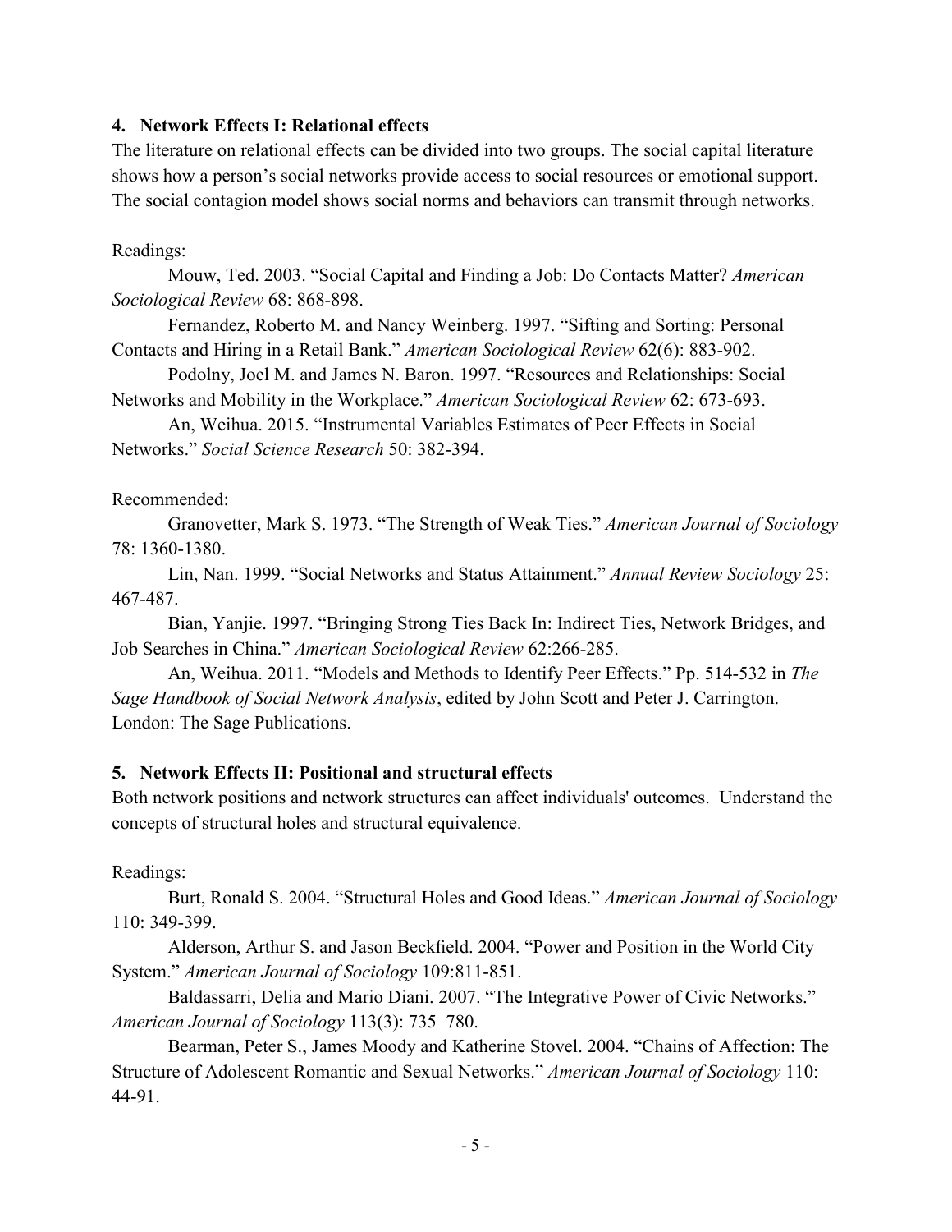### 4. Network Effects I: Relational effects

The literature on relational effects can be divided into two groups. The social capital literature shows how a person's social networks provide access to social resources or emotional support. The social contagion model shows social norms and behaviors can transmit through networks.

Readings:

Mouw, Ted. 2003. "Social Capital and Finding a Job: Do Contacts Matter? *American Sociological Review* 68: 868-898.

Fernandez, Roberto M. and Nancy Weinberg. 1997. "Sifting and Sorting: Personal Contacts and Hiring in a Retail Bank." *American Sociological Review* 62(6): 883-902.

Podolny, Joel M. and James N. Baron. 1997. "Resources and Relationships: Social Networks and Mobility in the Workplace." *American Sociological Review* 62: 673-693.

An, Weihua. 2015. "Instrumental Variables Estimates of Peer Effects in Social Networks." *Social Science Research* 50: 382-394.

Recommended:

Granovetter, Mark S. 1973. "The Strength of Weak Ties." *American Journal of Sociology* 78: 1360-1380.

Lin, Nan. 1999. "Social Networks and Status Attainment." *Annual Review Sociology* 25: 467-487.

Bian, Yanjie. 1997. "Bringing Strong Ties Back In: Indirect Ties, Network Bridges, and Job Searches in China." *American Sociological Review* 62:266-285.

An, Weihua. 2011. "Models and Methods to Identify Peer Effects." Pp. 514-532 in *The Sage Handbook of Social Network Analysis*, edited by John Scott and Peter J. Carrington. London: The Sage Publications.

### 5. Network Effects II: Positional and structural effects

Both network positions and network structures can affect individuals' outcomes. Understand the concepts of structural holes and structural equivalence.

Readings:

Burt, Ronald S. 2004. "Structural Holes and Good Ideas." *American Journal of Sociology* 110: 349-399.

Alderson, Arthur S. and Jason Beckfield. 2004. "Power and Position in the World City System." *American Journal of Sociology* 109:811-851.

Baldassarri, Delia and Mario Diani. 2007. "The Integrative Power of Civic Networks." *American Journal of Sociology* 113(3): 735–780.

Bearman, Peter S., James Moody and Katherine Stovel. 2004. "Chains of Affection: The Structure of Adolescent Romantic and Sexual Networks." *American Journal of Sociology* 110: 44-91.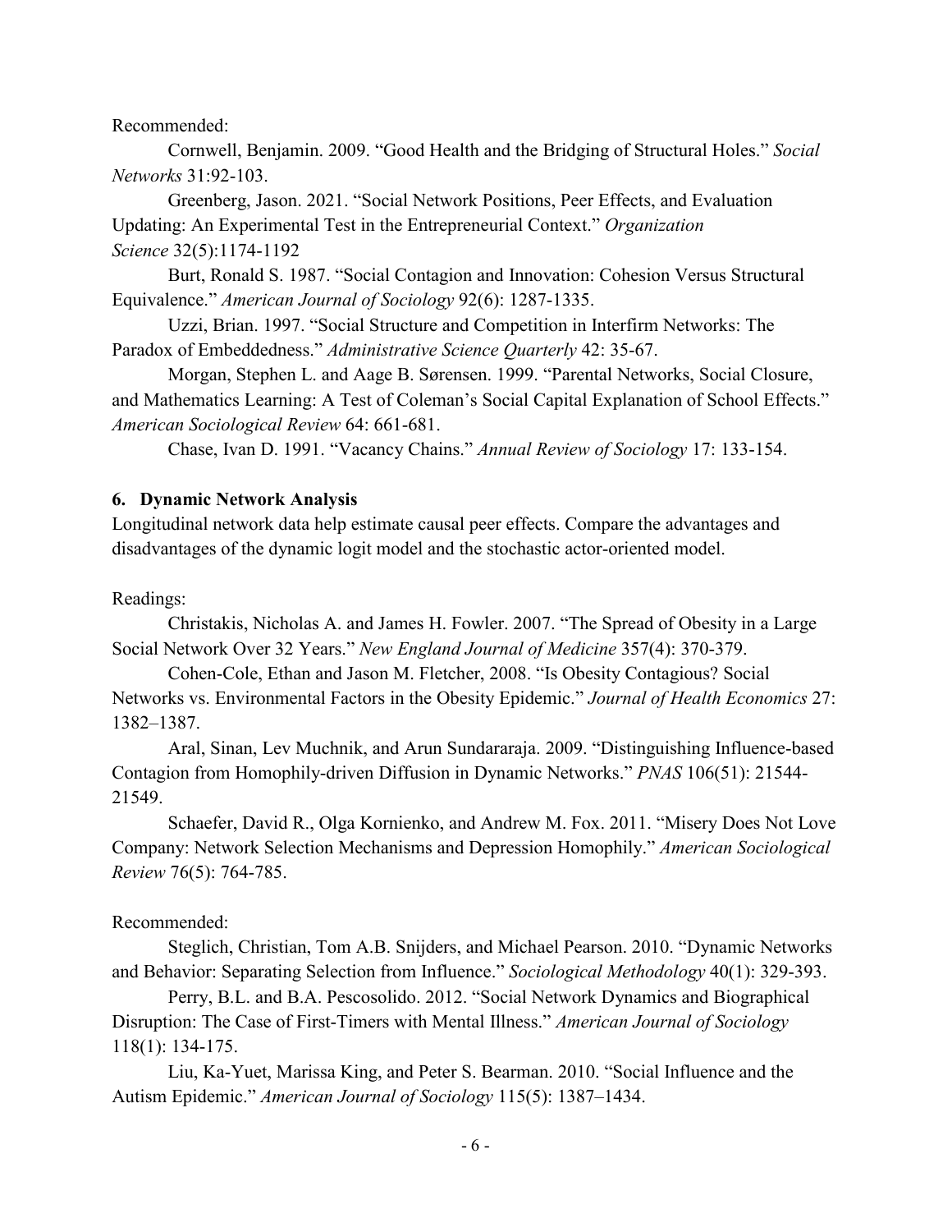Recommended:

Cornwell, Benjamin. 2009. "Good Health and the Bridging of Structural Holes." *Social Networks* 31:92-103.

Greenberg, Jason. 2021. "Social Network Positions, Peer Effects, and Evaluation Updating: An Experimental Test in the Entrepreneurial Context." *Organization Science* 32(5):1174-1192

Burt, Ronald S. 1987. "Social Contagion and Innovation: Cohesion Versus Structural Equivalence." *American Journal of Sociology* 92(6): 1287-1335.

Uzzi, Brian. 1997. "Social Structure and Competition in Interfirm Networks: The Paradox of Embeddedness." *Administrative Science Quarterly* 42: 35-67.

Morgan, Stephen L. and Aage B. Sørensen. 1999. "Parental Networks, Social Closure, and Mathematics Learning: A Test of Coleman's Social Capital Explanation of School Effects." *American Sociological Review* 64: 661-681.

Chase, Ivan D. 1991. "Vacancy Chains." *Annual Review of Sociology* 17: 133-154.

### 6. Dynamic Network Analysis

Longitudinal network data help estimate causal peer effects. Compare the advantages and disadvantages of the dynamic logit model and the stochastic actor-oriented model.

Readings:

Christakis, Nicholas A. and James H. Fowler. 2007. "The Spread of Obesity in a Large Social Network Over 32 Years." *New England Journal of Medicine* 357(4): 370-379.

Cohen-Cole, Ethan and Jason M. Fletcher, 2008. "Is Obesity Contagious? Social Networks vs. Environmental Factors in the Obesity Epidemic." *Journal of Health Economics* 27: 1382–1387.

Aral, Sinan, Lev Muchnik, and Arun Sundararaja. 2009. "Distinguishing Influence-based Contagion from Homophily-driven Diffusion in Dynamic Networks." *PNAS* 106(51): 21544-21549.

Schaefer, David R., Olga Kornienko, and Andrew M. Fox. 2011. "Misery Does Not Love Company: Network Selection Mechanisms and Depression Homophily." *American Sociological Review* 76(5): 764-785.

Recommended:

Steglich, Christian, Tom A.B. Snijders, and Michael Pearson. 2010. "Dynamic Networks and Behavior: Separating Selection from Influence." *Sociological Methodology* 40(1): 329-393.

Perry, B.L. and B.A. Pescosolido. 2012. "Social Network Dynamics and Biographical Disruption: The Case of First-Timers with Mental Illness." *American Journal of Sociology* 118(1): 134-175.

Liu, Ka-Yuet, Marissa King, and Peter S. Bearman. 2010. "Social Influence and the Autism Epidemic." *American Journal of Sociology* 115(5): 1387–1434.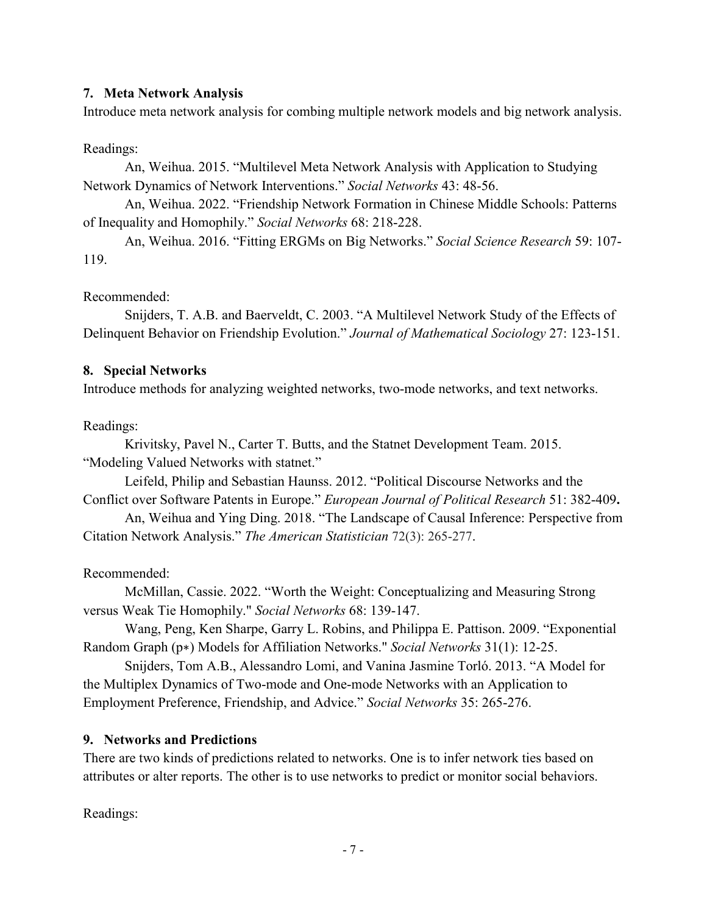### 7. Meta Network Analysis

Introduce meta network analysis for combing multiple network models and big network analysis.

Readings:

An, Weihua. 2015. "Multilevel Meta Network Analysis with Application to Studying Network Dynamics of Network Interventions." *Social Networks* 43: 48-56.

An, Weihua. 2022. "Friendship Network Formation in Chinese Middle Schools: Patterns of Inequality and Homophily." *Social Networks* 68: 218-228.

An, Weihua. 2016. "Fitting ERGMs on Big Networks." *Social Science Research* 59: 107-119.

Recommended:

Snijders, T. A.B. and Baerveldt, C. 2003. "A Multilevel Network Study of the Effects of Delinquent Behavior on Friendship Evolution." *Journal of Mathematical Sociology* 27: 123-151.

### 8. Special Networks

Introduce methods for analyzing weighted networks, two-mode networks, and text networks.

Readings:

Krivitsky, Pavel N., Carter T. Butts, and the Statnet Development Team. 2015. "Modeling Valued Networks with statnet."

Leifeld, Philip and Sebastian Haunss. 2012. "Political Discourse Networks and the Conflict over Software Patents in Europe." *European Journal of Political Research* 51: 382-409**.**

An, Weihua and Ying Ding. 2018. "The Landscape of Causal Inference: Perspective from Citation Network Analysis." *The American Statistician* 72(3): 265-277.

Recommended:

McMillan, Cassie. 2022. "Worth the Weight: Conceptualizing and Measuring Strong versus Weak Tie Homophily." *Social Networks* 68: 139-147.

Wang, Peng, Ken Sharpe, Garry L. Robins, and Philippa E. Pattison. 2009. "Exponential Random Graph (p*) Models for Affiliation Networks." *Social Networks* 31(1): 12-25.

Snijders, Tom A.B., Alessandro Lomi, and Vanina Jasmine Torló. 2013. "A Model for the Multiplex Dynamics of Two-mode and One-mode Networks with an Application to Employment Preference, Friendship, and Advice." *Social Networks* 35: 265-276.

### 9. Networks and Predictions

There are two kinds of predictions related to networks. One is to infer network ties based on attributes or alter reports. The other is to use networks to predict or monitor social behaviors.

Readings: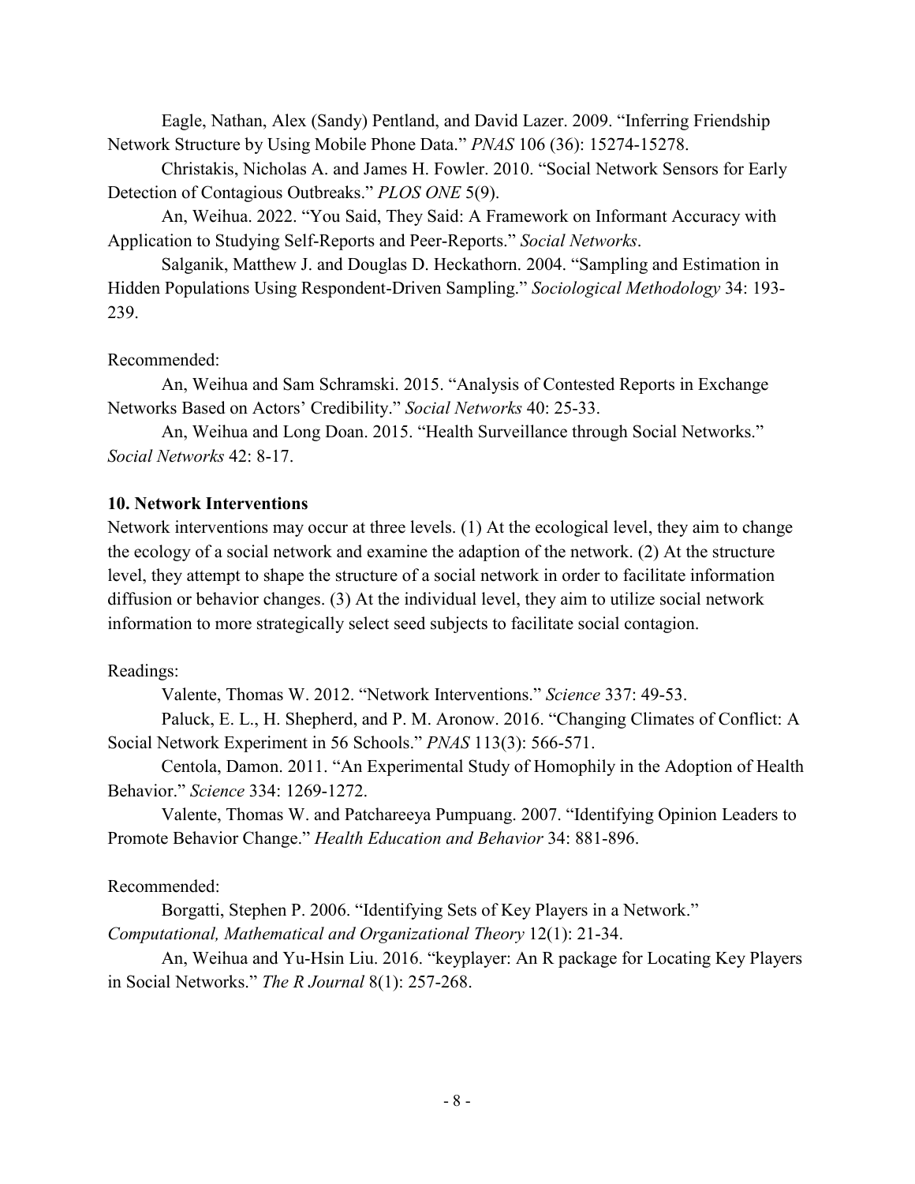Eagle, Nathan, Alex (Sandy) Pentland, and David Lazer. 2009. "Inferring Friendship Network Structure by Using Mobile Phone Data." *PNAS* 106 (36): 15274-15278.

Christakis, Nicholas A. and James H. Fowler. 2010. "Social Network Sensors for Early Detection of Contagious Outbreaks." *PLOS ONE* 5(9).

An, Weihua. 2022. "You Said, They Said: A Framework on Informant Accuracy with Application to Studying Self-Reports and Peer-Reports." *Social Networks*.

Salganik, Matthew J. and Douglas D. Heckathorn. 2004. "Sampling and Estimation in Hidden Populations Using Respondent-Driven Sampling." *Sociological Methodology* 34: 193-239.

Recommended:

An, Weihua and Sam Schramski. 2015. "Analysis of Contested Reports in Exchange Networks Based on Actors' Credibility." *Social Networks* 40: 25-33.

An, Weihua and Long Doan. 2015. "Health Surveillance through Social Networks." *Social Networks* 42: 8-17.

**10. Network Interventions**

Network interventions may occur at three levels. (1) At the ecological level, they aim to change the ecology of a social network and examine the adaption of the network. (2) At the structure level, they attempt to shape the structure of a social network in order to facilitate information diffusion or behavior changes. (3) At the individual level, they aim to utilize social network information to more strategically select seed subjects to facilitate social contagion.

Readings:

Valente, Thomas W. 2012. "Network Interventions." *Science* 337: 49-53.

Paluck, E. L., H. Shepherd, and P. M. Aronow. 2016. "Changing Climates of Conflict: A Social Network Experiment in 56 Schools." *PNAS* 113(3): 566-571.

Centola, Damon. 2011. "An Experimental Study of Homophily in the Adoption of Health Behavior." *Science* 334: 1269-1272.

Valente, Thomas W. and Patchareeya Pumpuang. 2007. "Identifying Opinion Leaders to Promote Behavior Change." *Health Education and Behavior* 34: 881-896.

Recommended:

Borgatti, Stephen P. 2006. "Identifying Sets of Key Players in a Network." *Computational, Mathematical and Organizational Theory* 12(1): 21-34.

An, Weihua and Yu-Hsin Liu. 2016. "keyplayer: An R package for Locating Key Players in Social Networks." *The R Journal* 8(1): 257-268.